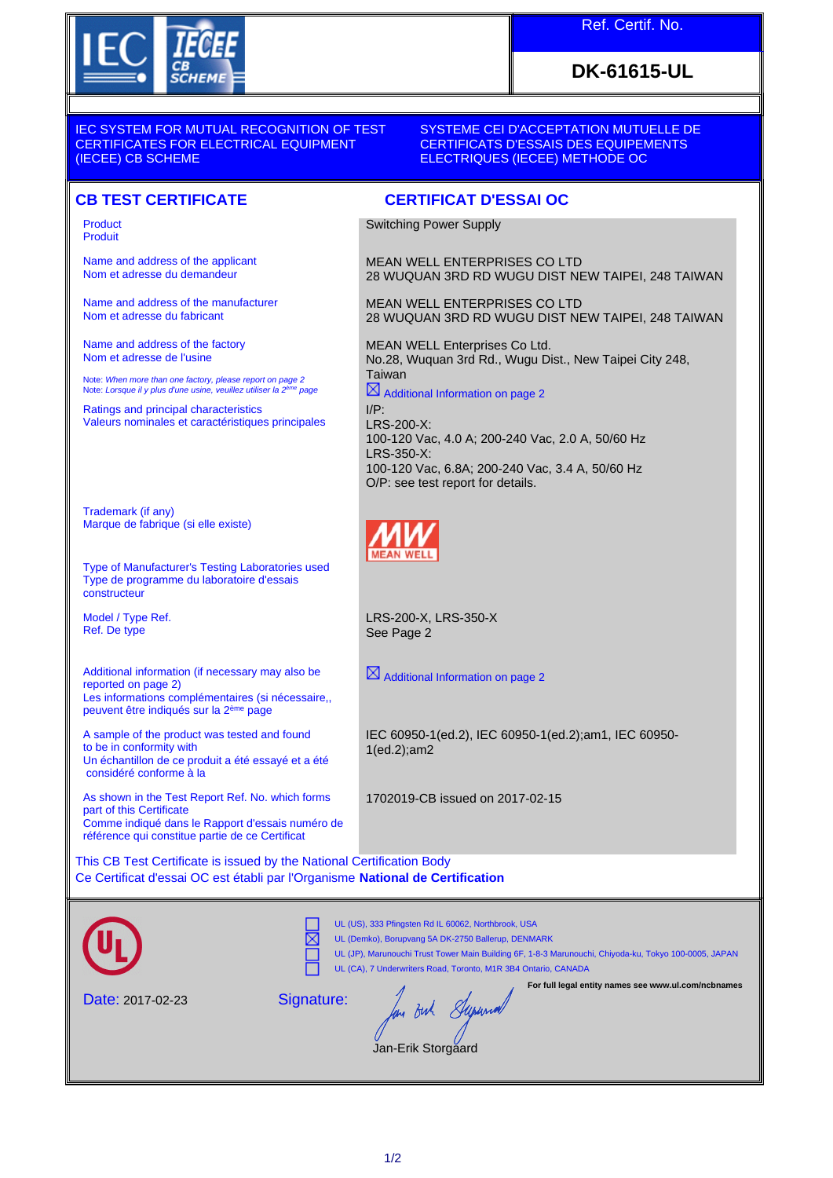Ref. Certif. No.

**DK-61615-UL**

IEC SYSTEM FOR MUTUAL RECOGNITION OF TEST CERTIFICATES FOR ELECTRICAL EQUIPMENT (IECEE) CB SCHEME

SYSTEME CEI D'ACCEPTATION MUTUELLE DE CERTIFICATS D'ESSAIS DES EQUIPEMENTS ELECTRIQUES (IECEE) METHODE OC

## CB TEST CERTIFICATE

## CERTIFICAT D'ESSAI OC

| | |
|---|---|
| Product<br>Produit | Switching Power Supply |
| Name and address of the applicant<br>Nom et adresse du demandeur | MEAN WELL ENTERPRISES CO LTD<br>28 WUQUAN 3RD RD WUGU DIST NEW TAIPEI, 248 TAIWAN |
| Name and address of the manufacturer<br>Nom et adresse du fabricant | MEAN WELL ENTERPRISES CO LTD<br>28 WUQUAN 3RD RD WUGU DIST NEW TAIPEI, 248 TAIWAN |
| Name and address of the factory<br>Nom et adresse de l'usine<br>*Note: When more than one factory, please report on page 2*<br>*Note: Lorsque il y plus d'une usine, veuillez utiliser la 2ème page* | MEAN WELL Enterprises Co Ltd.<br>No.28, Wuquan 3rd Rd., Wugu Dist., New Taipei City 248, Taiwan<br>☒ Additional Information on page 2 |
| Ratings and principal characteristics<br>Valeurs nominales et caractéristiques principales | I/P:<br>LRS-200-X:<br>100-120 Vac, 4.0 A; 200-240 Vac, 2.0 A, 50/60 Hz<br>LRS-350-X:<br>100-120 Vac, 6.8A; 200-240 Vac, 3.4 A, 50/60 Hz<br>O/P: see test report for details. |
| Trademark (if any)<br>Marque de fabrique (si elle existe) | MW MEAN WELL |
| Type of Manufacturer's Testing Laboratories used<br>Type de programme du laboratoire d'essais constructeur | |
| Model / Type Ref.<br>Ref. De type | LRS-200-X, LRS-350-X<br>See Page 2 |
| Additional information (if necessary may also be reported on page 2)<br>Les informations complémentaires (si nécessaire,, peuvent être indiqués sur la 2ème page | ☒ Additional Information on page 2 |
| A sample of the product was tested and found to be in conformity with<br>Un échantillon de ce produit a été essayé et a été considéré conforme à la | IEC 60950-1(ed.2), IEC 60950-1(ed.2);am1, IEC 60950-1(ed.2);am2 |
| As shown in the Test Report Ref. No. which forms part of this Certificate<br>Comme indiqué dans le Rapport d'essais numéro de référence qui constitue partie de ce Certificat | 1702019-CB issued on 2017-02-15 |

This CB Test Certificate is issued by the National Certification Body
Ce Certificat d'essai OC est établi par l'Organisme **National de Certification**

- ☐ UL (US), 333 Pfingsten Rd IL 60062, Northbrook, USA
- ☒ UL (Demko), Borupvang 5A DK-2750 Ballerup, DENMARK
- ☐ UL (JP), Marunouchi Trust Tower Main Building 6F, 1-8-3 Marunouchi, Chiyoda-ku, Tokyo 100-0005, JAPAN
- ☐ UL (CA), 7 Underwriters Road, Toronto, M1R 3B4 Ontario, CANADA

**For full legal entity names see www.ul.com/ncbnames**

Date: 2017-02-23

Signature:

Jan-Erik Storgaard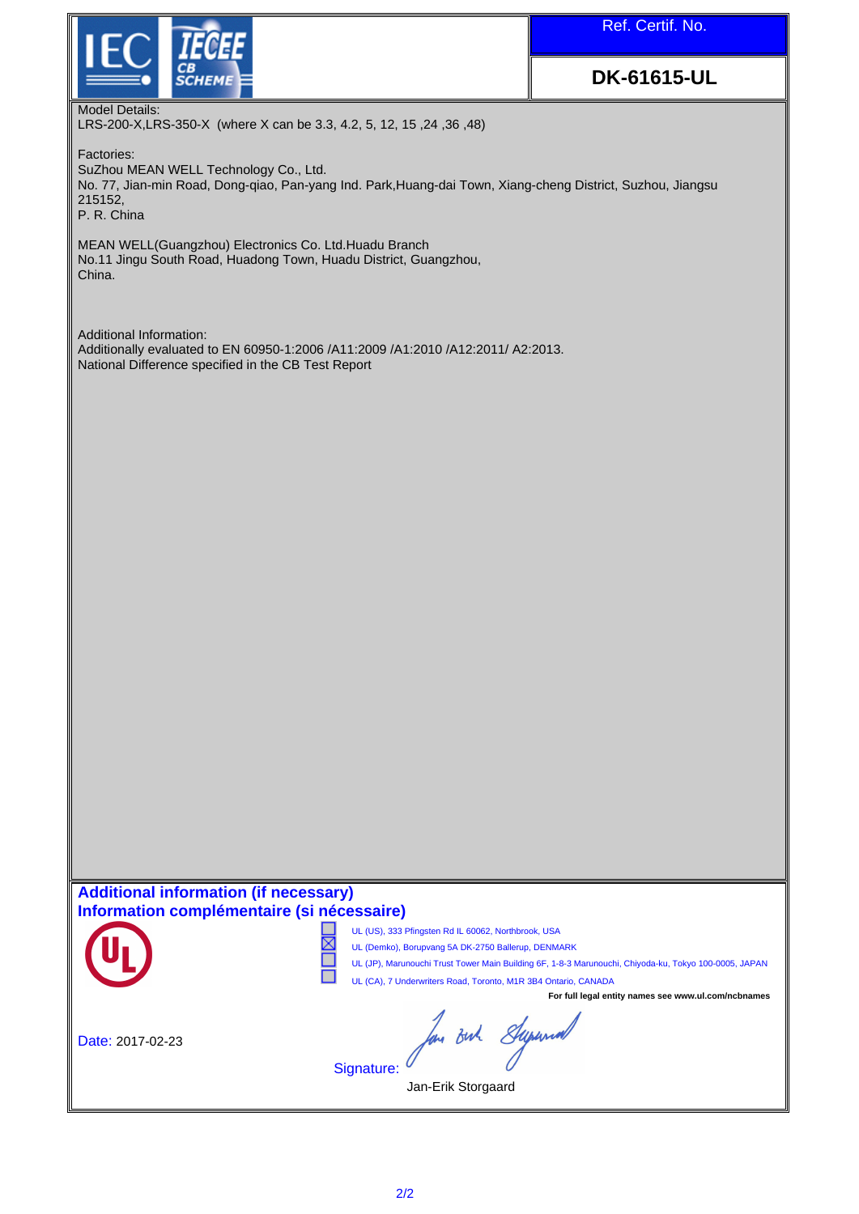Ref. Certif. No.

**DK-61615-UL**

Model Details:
LRS-200-X,LRS-350-X  (where X can be 3.3, 4.2, 5, 12, 15 ,24 ,36 ,48)

Factories:
SuZhou MEAN WELL Technology Co., Ltd.
No. 77, Jian-min Road, Dong-qiao, Pan-yang Ind. Park,Huang-dai Town, Xiang-cheng District, Suzhou, Jiangsu 215152,
P. R. China

MEAN WELL(Guangzhou) Electronics Co. Ltd.Huadu Branch
No.11 Jingu South Road, Huadong Town, Huadu District, Guangzhou,
China.

Additional Information:
Additionally evaluated to EN 60950-1:2006 /A11:2009 /A1:2010 /A12:2011/ A2:2013.
National Difference specified in the CB Test Report

**Additional information (if necessary)**
**Information complémentaire (si nécessaire)**

- ☐ UL (US), 333 Pfingsten Rd IL 60062, Northbrook, USA
- ☒ UL (Demko), Borupvang 5A DK-2750 Ballerup, DENMARK
- ☐ UL (JP), Marunouchi Trust Tower Main Building 6F, 1-8-3 Marunouchi, Chiyoda-ku, Tokyo 100-0005, JAPAN
- ☐ UL (CA), 7 Underwriters Road, Toronto, M1R 3B4 Ontario, CANADA

**For full legal entity names see www.ul.com/ncbnames**

Date: 2017-02-23

Signature:

Jan-Erik Storgaard